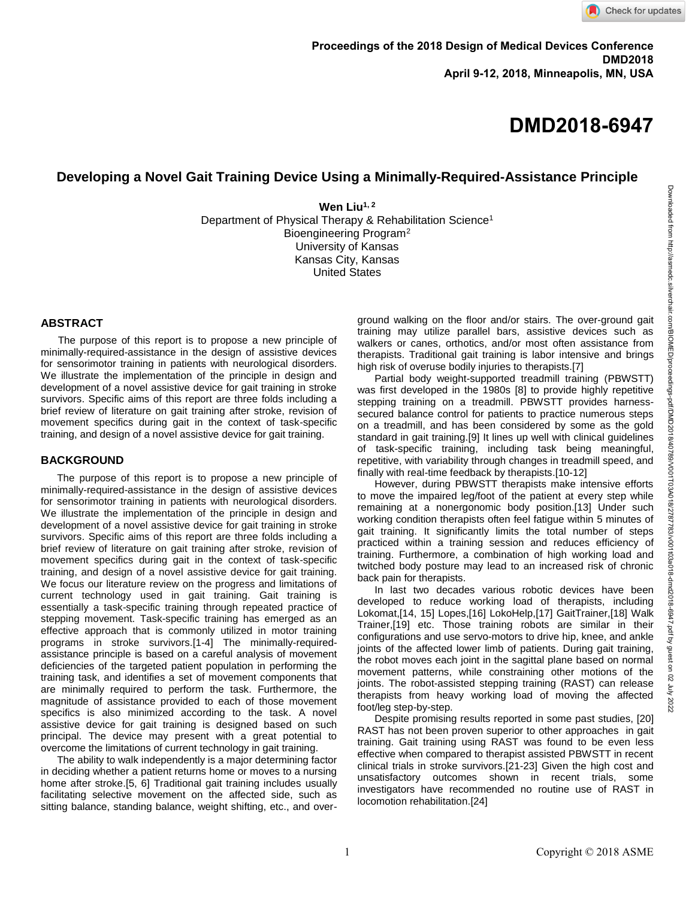Proceedings of the 2018 Design of Medical Devices Conference
DMD2018
April 9-12, 2018, Minneapolis, MN, USA

# DMD2018-6947

## Developing a Novel Gait Training Device Using a Minimally-Required-Assistance Principle

**Wen Liu**[1, 2]
Department of Physical Therapy & Rehabilitation Science[1]
Bioengineering Program[2]
University of Kansas
Kansas City, Kansas
United States

## ABSTRACT

The purpose of this report is to propose a new principle of minimally-required-assistance in the design of assistive devices for sensorimotor training in patients with neurological disorders. We illustrate the implementation of the principle in design and development of a novel assistive device for gait training in stroke survivors. Specific aims of this report are three folds including a brief review of literature on gait training after stroke, revision of movement specifics during gait in the context of task-specific training, and design of a novel assistive device for gait training.

## BACKGROUND

The purpose of this report is to propose a new principle of minimally-required-assistance in the design of assistive devices for sensorimotor training in patients with neurological disorders. We illustrate the implementation of the principle in design and development of a novel assistive device for gait training in stroke survivors. Specific aims of this report are three folds including a brief review of literature on gait training after stroke, revision of movement specifics during gait in the context of task-specific training, and design of a novel assistive device for gait training. We focus our literature review on the progress and limitations of current technology used in gait training. Gait training is essentially a task-specific training through repeated practice of stepping movement. Task-specific training has emerged as an effective approach that is commonly utilized in motor training programs in stroke survivors.[1-4] The minimally-required-assistance principle is based on a careful analysis of movement deficiencies of the targeted patient population in performing the training task, and identifies a set of movement components that are minimally required to perform the task. Furthermore, the magnitude of assistance provided to each of those movement specifics is also minimized according to the task. A novel assistive device for gait training is designed based on such principal. The device may present with a great potential to overcome the limitations of current technology in gait training.

The ability to walk independently is a major determining factor in deciding whether a patient returns home or moves to a nursing home after stroke.[5, 6] Traditional gait training includes usually facilitating selective movement on the affected side, such as sitting balance, standing balance, weight shifting, etc., and over-ground walking on the floor and/or stairs. The over-ground gait training may utilize parallel bars, assistive devices such as walkers or canes, orthotics, and/or most often assistance from therapists. Traditional gait training is labor intensive and brings high risk of overuse bodily injuries to therapists.[7]

Partial body weight-supported treadmill training (PBWSTT) was first developed in the 1980s [8] to provide highly repetitive stepping training on a treadmill. PBWSTT provides harness-secured balance control for patients to practice numerous steps on a treadmill, and has been considered by some as the gold standard in gait training.[9] It lines up well with clinical guidelines of task-specific training, including task being meaningful, repetitive, with variability through changes in treadmill speed, and finally with real-time feedback by therapists.[10-12]

However, during PBWSTT therapists make intensive efforts to move the impaired leg/foot of the patient at every step while remaining at a nonergonomic body position.[13] Under such working condition therapists often feel fatigue within 5 minutes of gait training. It significantly limits the total number of steps practiced within a training session and reduces efficiency of training. Furthermore, a combination of high working load and twitched body posture may lead to an increased risk of chronic back pain for therapists.

In last two decades various robotic devices have been developed to reduce working load of therapists, including Lokomat,[14, 15] Lopes,[16] LokoHelp,[17] GaitTrainer,[18] Walk Trainer,[19] etc. Those training robots are similar in their configurations and use servo-motors to drive hip, knee, and ankle joints of the affected lower limb of patients. During gait training, the robot moves each joint in the sagittal plane based on normal movement patterns, while constraining other motions of the joints. The robot-assisted stepping training (RAST) can release therapists from heavy working load of moving the affected foot/leg step-by-step.

Despite promising results reported in some past studies, [20] RAST has not been proven superior to other approaches in gait training. Gait training using RAST was found to be even less effective when compared to therapist assisted PBWSTT in recent clinical trials in stroke survivors.[21-23] Given the high cost and unsatisfactory outcomes shown in recent trials, some investigators have recommended no routine use of RAST in locomotion rehabilitation.[24]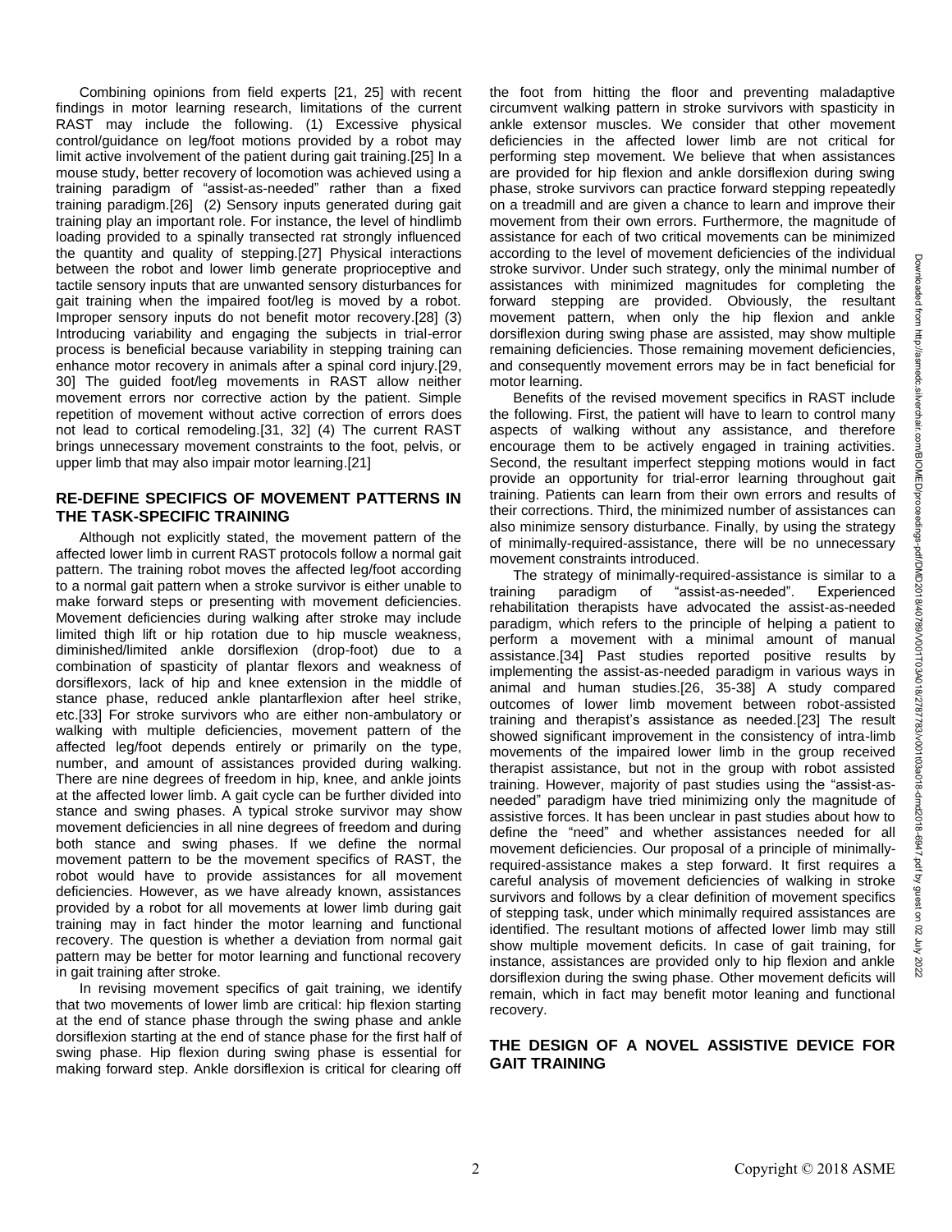Combining opinions from field experts [21, 25] with recent findings in motor learning research, limitations of the current RAST may include the following. (1) Excessive physical control/guidance on leg/foot motions provided by a robot may limit active involvement of the patient during gait training.[25] In a mouse study, better recovery of locomotion was achieved using a training paradigm of "assist-as-needed" rather than a fixed training paradigm.[26] (2) Sensory inputs generated during gait training play an important role. For instance, the level of hindlimb loading provided to a spinally transected rat strongly influenced the quantity and quality of stepping.[27] Physical interactions between the robot and lower limb generate proprioceptive and tactile sensory inputs that are unwanted sensory disturbances for gait training when the impaired foot/leg is moved by a robot. Improper sensory inputs do not benefit motor recovery.[28] (3) Introducing variability and engaging the subjects in trial-error process is beneficial because variability in stepping training can enhance motor recovery in animals after a spinal cord injury.[29, 30] The guided foot/leg movements in RAST allow neither movement errors nor corrective action by the patient. Simple repetition of movement without active correction of errors does not lead to cortical remodeling.[31, 32] (4) The current RAST brings unnecessary movement constraints to the foot, pelvis, or upper limb that may also impair motor learning.[21]

## RE-DEFINE SPECIFICS OF MOVEMENT PATTERNS IN THE TASK-SPECIFIC TRAINING

Although not explicitly stated, the movement pattern of the affected lower limb in current RAST protocols follow a normal gait pattern. The training robot moves the affected leg/foot according to a normal gait pattern when a stroke survivor is either unable to make forward steps or presenting with movement deficiencies. Movement deficiencies during walking after stroke may include limited thigh lift or hip rotation due to hip muscle weakness, diminished/limited ankle dorsiflexion (drop-foot) due to a combination of spasticity of plantar flexors and weakness of dorsiflexors, lack of hip and knee extension in the middle of stance phase, reduced ankle plantarflexion after heel strike, etc.[33] For stroke survivors who are either non-ambulatory or walking with multiple deficiencies, movement pattern of the affected leg/foot depends entirely or primarily on the type, number, and amount of assistances provided during walking. There are nine degrees of freedom in hip, knee, and ankle joints at the affected lower limb. A gait cycle can be further divided into stance and swing phases. A typical stroke survivor may show movement deficiencies in all nine degrees of freedom and during both stance and swing phases. If we define the normal movement pattern to be the movement specifics of RAST, the robot would have to provide assistances for all movement deficiencies. However, as we have already known, assistances provided by a robot for all movements at lower limb during gait training may in fact hinder the motor learning and functional recovery. The question is whether a deviation from normal gait pattern may be better for motor learning and functional recovery in gait training after stroke.

In revising movement specifics of gait training, we identify that two movements of lower limb are critical: hip flexion starting at the end of stance phase through the swing phase and ankle dorsiflexion starting at the end of stance phase for the first half of swing phase. Hip flexion during swing phase is essential for making forward step. Ankle dorsiflexion is critical for clearing off the foot from hitting the floor and preventing maladaptive circumvent walking pattern in stroke survivors with spasticity in ankle extensor muscles. We consider that other movement deficiencies in the affected lower limb are not critical for performing step movement. We believe that when assistances are provided for hip flexion and ankle dorsiflexion during swing phase, stroke survivors can practice forward stepping repeatedly on a treadmill and are given a chance to learn and improve their movement from their own errors. Furthermore, the magnitude of assistance for each of two critical movements can be minimized according to the level of movement deficiencies of the individual stroke survivor. Under such strategy, only the minimal number of assistances with minimized magnitudes for completing the forward stepping are provided. Obviously, the resultant movement pattern, when only the hip flexion and ankle dorsiflexion during swing phase are assisted, may show multiple remaining deficiencies. Those remaining movement deficiencies, and consequently movement errors may be in fact beneficial for motor learning.

Benefits of the revised movement specifics in RAST include the following. First, the patient will have to learn to control many aspects of walking without any assistance, and therefore encourage them to be actively engaged in training activities. Second, the resultant imperfect stepping motions would in fact provide an opportunity for trial-error learning throughout gait training. Patients can learn from their own errors and results of their corrections. Third, the minimized number of assistances can also minimize sensory disturbance. Finally, by using the strategy of minimally-required-assistance, there will be no unnecessary movement constraints introduced.

The strategy of minimally-required-assistance is similar to a training paradigm of "assist-as-needed". Experienced rehabilitation therapists have advocated the assist-as-needed paradigm, which refers to the principle of helping a patient to perform a movement with a minimal amount of manual assistance.[34] Past studies reported positive results by implementing the assist-as-needed paradigm in various ways in animal and human studies.[26, 35-38] A study compared outcomes of lower limb movement between robot-assisted training and therapist's assistance as needed.[23] The result showed significant improvement in the consistency of intra-limb movements of the impaired lower limb in the group received therapist assistance, but not in the group with robot assisted training. However, majority of past studies using the "assist-as-needed" paradigm have tried minimizing only the magnitude of assistive forces. It has been unclear in past studies about how to define the "need" and whether assistances needed for all movement deficiencies. Our proposal of a principle of minimally-required-assistance makes a step forward. It first requires a careful analysis of movement deficiencies of walking in stroke survivors and follows by a clear definition of movement specifics of stepping task, under which minimally required assistances are identified. The resultant motions of affected lower limb may still show multiple movement deficits. In case of gait training, for instance, assistances are provided only to hip flexion and ankle dorsiflexion during the swing phase. Other movement deficits will remain, which in fact may benefit motor leaning and functional recovery.

## THE DESIGN OF A NOVEL ASSISTIVE DEVICE FOR GAIT TRAINING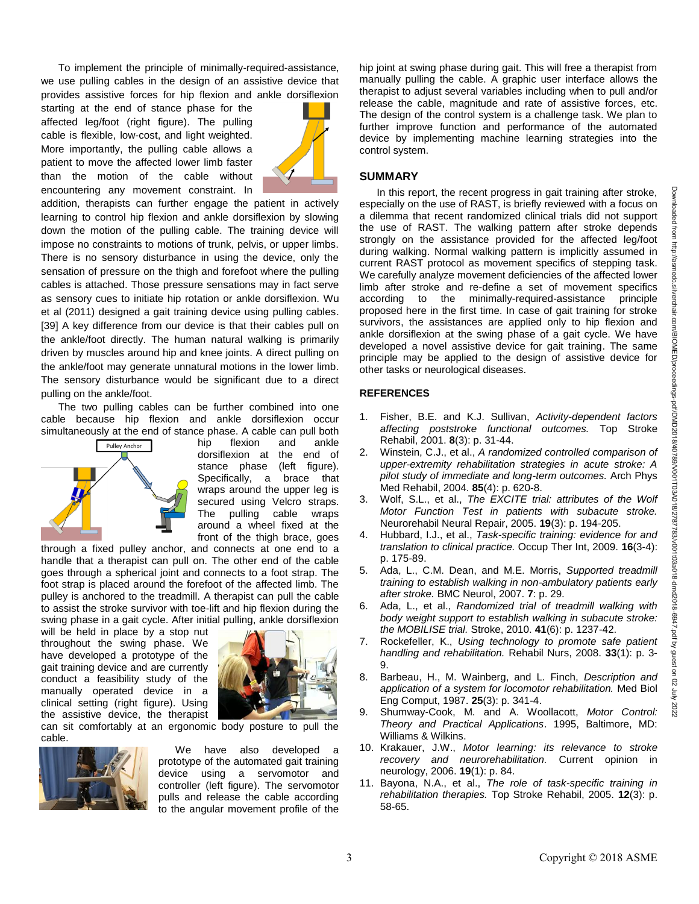To implement the principle of minimally-required-assistance, we use pulling cables in the design of an assistive device that provides assistive forces for hip flexion and ankle dorsiflexion starting at the end of stance phase for the affected leg/foot (right figure). The pulling cable is flexible, low-cost, and light weighted. More importantly, the pulling cable allows a patient to move the affected lower limb faster than the motion of the cable without encountering any movement constraint. In addition, therapists can further engage the patient in actively learning to control hip flexion and ankle dorsiflexion by slowing down the motion of the pulling cable. The training device will impose no constraints to motions of trunk, pelvis, or upper limbs. There is no sensory disturbance in using the device, only the sensation of pressure on the thigh and forefoot where the pulling cables is attached. Those pressure sensations may in fact serve as sensory cues to initiate hip rotation or ankle dorsiflexion. Wu et al (2011) designed a gait training device using pulling cables. [39] A key difference from our device is that their cables pull on the ankle/foot directly. The human natural walking is primarily driven by muscles around hip and knee joints. A direct pulling on the ankle/foot may generate unnatural motions in the lower limb. The sensory disturbance would be significant due to a direct pulling on the ankle/foot.

The two pulling cables can be further combined into one cable because hip flexion and ankle dorsiflexion occur simultaneously at the end of stance phase. A cable can pull both hip flexion and ankle dorsiflexion at the end of stance phase (left figure). Specifically, a brace that wraps around the upper leg is secured using Velcro straps. The pulling cable wraps around a wheel fixed at the front of the thigh brace, goes through a fixed pulley anchor, and connects at one end to a handle that a therapist can pull on. The other end of the cable goes through a spherical joint and connects to a foot strap. The foot strap is placed around the forefoot of the affected limb. The pulley is anchored to the treadmill. A therapist can pull the cable to assist the stroke survivor with toe-lift and hip flexion during the swing phase in a gait cycle. After initial pulling, ankle dorsiflexion will be held in place by a stop nut throughout the swing phase. We have developed a prototype of the gait training device and are currently conduct a feasibility study of the manually operated device in a clinical setting (right figure). Using the assistive device, the therapist can sit comfortably at an ergonomic body posture to pull the cable.

We have also developed a prototype of the automated gait training device using a servomotor and controller (left figure). The servomotor pulls and release the cable according to the angular movement profile of the hip joint at swing phase during gait. This will free a therapist from manually pulling the cable. A graphic user interface allows the therapist to adjust several variables including when to pull and/or release the cable, magnitude and rate of assistive forces, etc. The design of the control system is a challenge task. We plan to further improve function and performance of the automated device by implementing machine learning strategies into the control system.

## SUMMARY

In this report, the recent progress in gait training after stroke, especially on the use of RAST, is briefly reviewed with a focus on a dilemma that recent randomized clinical trials did not support the use of RAST. The walking pattern after stroke depends strongly on the assistance provided for the affected leg/foot during walking. Normal walking pattern is implicitly assumed in current RAST protocol as movement specifics of stepping task. We carefully analyze movement deficiencies of the affected lower limb after stroke and re-define a set of movement specifics according to the minimally-required-assistance principle proposed here in the first time. In case of gait training for stroke survivors, the assistances are applied only to hip flexion and ankle dorsiflexion at the swing phase of a gait cycle. We have developed a novel assistive device for gait training. The same principle may be applied to the design of assistive device for other tasks or neurological diseases.

## REFERENCES

1. Fisher, B.E. and K.J. Sullivan, *Activity-dependent factors affecting poststroke functional outcomes.* Top Stroke Rehabil, 2001. **8**(3): p. 31-44.
2. Winstein, C.J., et al., *A randomized controlled comparison of upper-extremity rehabilitation strategies in acute stroke: A pilot study of immediate and long-term outcomes.* Arch Phys Med Rehabil, 2004. **85**(4): p. 620-8.
3. Wolf, S.L., et al., *The EXCITE trial: attributes of the Wolf Motor Function Test in patients with subacute stroke.* Neurorehabil Neural Repair, 2005. **19**(3): p. 194-205.
4. Hubbard, I.J., et al., *Task-specific training: evidence for and translation to clinical practice.* Occup Ther Int, 2009. **16**(3-4): p. 175-89.
5. Ada, L., C.M. Dean, and M.E. Morris, *Supported treadmill training to establish walking in non-ambulatory patients early after stroke.* BMC Neurol, 2007. **7**: p. 29.
6. Ada, L., et al., *Randomized trial of treadmill walking with body weight support to establish walking in subacute stroke: the MOBILISE trial.* Stroke, 2010. **41**(6): p. 1237-42.
7. Rockefeller, K., *Using technology to promote safe patient handling and rehabilitation.* Rehabil Nurs, 2008. **33**(1): p. 3-9.
8. Barbeau, H., M. Wainberg, and L. Finch, *Description and application of a system for locomotor rehabilitation.* Med Biol Eng Comput, 1987. **25**(3): p. 341-4.
9. Shumway-Cook, M. and A. Woollacott, *Motor Control: Theory and Practical Applications*. 1995, Baltimore, MD: Williams & Wilkins.
10. Krakauer, J.W., *Motor learning: its relevance to stroke recovery and neurorehabilitation.* Current opinion in neurology, 2006. **19**(1): p. 84.
11. Bayona, N.A., et al., *The role of task-specific training in rehabilitation therapies.* Top Stroke Rehabil, 2005. **12**(3): p. 58-65.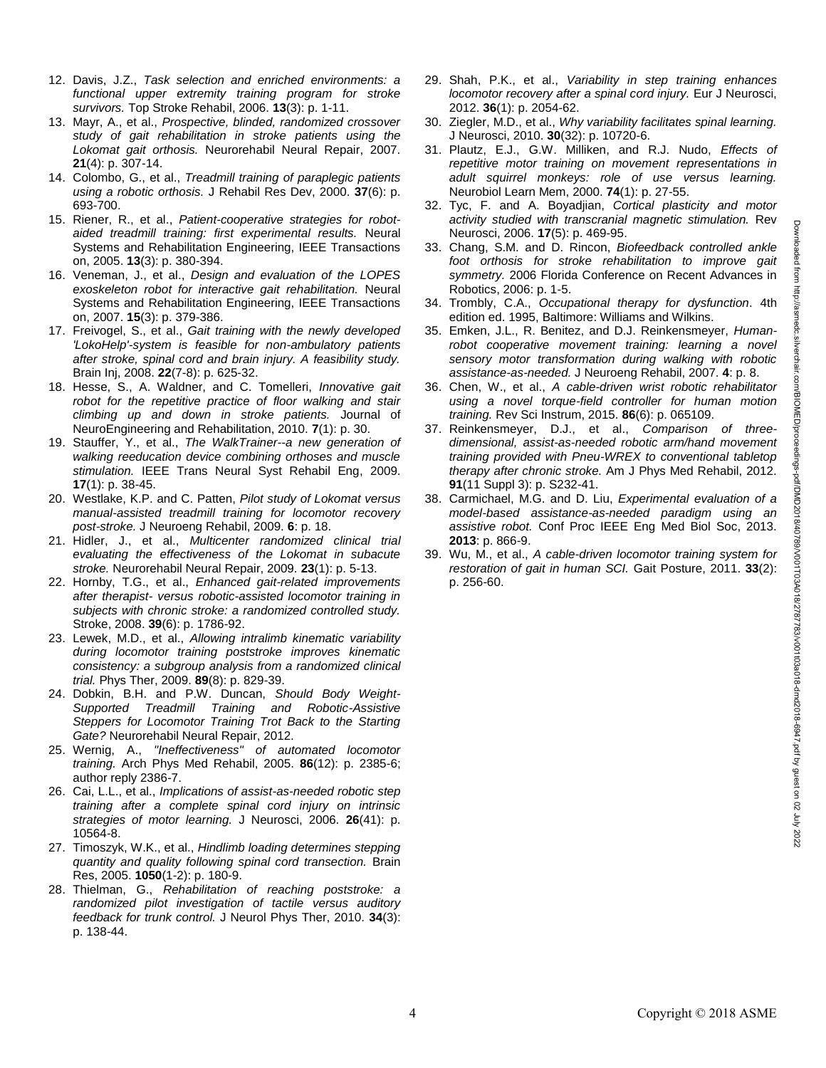12. Davis, J.Z., *Task selection and enriched environments: a functional upper extremity training program for stroke survivors.* Top Stroke Rehabil, 2006. **13**(3): p. 1-11.
13. Mayr, A., et al., *Prospective, blinded, randomized crossover study of gait rehabilitation in stroke patients using the Lokomat gait orthosis.* Neurorehabil Neural Repair, 2007. **21**(4): p. 307-14.
14. Colombo, G., et al., *Treadmill training of paraplegic patients using a robotic orthosis.* J Rehabil Res Dev, 2000. **37**(6): p. 693-700.
15. Riener, R., et al., *Patient-cooperative strategies for robot-aided treadmill training: first experimental results.* Neural Systems and Rehabilitation Engineering, IEEE Transactions on, 2005. **13**(3): p. 380-394.
16. Veneman, J., et al., *Design and evaluation of the LOPES exoskeleton robot for interactive gait rehabilitation.* Neural Systems and Rehabilitation Engineering, IEEE Transactions on, 2007. **15**(3): p. 379-386.
17. Freivogel, S., et al., *Gait training with the newly developed 'LokoHelp'-system is feasible for non-ambulatory patients after stroke, spinal cord and brain injury. A feasibility study.* Brain Inj, 2008. **22**(7-8): p. 625-32.
18. Hesse, S., A. Waldner, and C. Tomelleri, *Innovative gait robot for the repetitive practice of floor walking and stair climbing up and down in stroke patients.* Journal of NeuroEngineering and Rehabilitation, 2010. **7**(1): p. 30.
19. Stauffer, Y., et al., *The WalkTrainer--a new generation of walking reeducation device combining orthoses and muscle stimulation.* IEEE Trans Neural Syst Rehabil Eng, 2009. **17**(1): p. 38-45.
20. Westlake, K.P. and C. Patten, *Pilot study of Lokomat versus manual-assisted treadmill training for locomotor recovery post-stroke.* J Neuroeng Rehabil, 2009. **6**: p. 18.
21. Hidler, J., et al., *Multicenter randomized clinical trial evaluating the effectiveness of the Lokomat in subacute stroke.* Neurorehabil Neural Repair, 2009. **23**(1): p. 5-13.
22. Hornby, T.G., et al., *Enhanced gait-related improvements after therapist- versus robotic-assisted locomotor training in subjects with chronic stroke: a randomized controlled study.* Stroke, 2008. **39**(6): p. 1786-92.
23. Lewek, M.D., et al., *Allowing intralimb kinematic variability during locomotor training poststroke improves kinematic consistency: a subgroup analysis from a randomized clinical trial.* Phys Ther, 2009. **89**(8): p. 829-39.
24. Dobkin, B.H. and P.W. Duncan, *Should Body Weight-Supported Treadmill Training and Robotic-Assistive Steppers for Locomotor Training Trot Back to the Starting Gate?* Neurorehabil Neural Repair, 2012.
25. Wernig, A., *"Ineffectiveness" of automated locomotor training.* Arch Phys Med Rehabil, 2005. **86**(12): p. 2385-6; author reply 2386-7.
26. Cai, L.L., et al., *Implications of assist-as-needed robotic step training after a complete spinal cord injury on intrinsic strategies of motor learning.* J Neurosci, 2006. **26**(41): p. 10564-8.
27. Timoszyk, W.K., et al., *Hindlimb loading determines stepping quantity and quality following spinal cord transection.* Brain Res, 2005. **1050**(1-2): p. 180-9.
28. Thielman, G., *Rehabilitation of reaching poststroke: a randomized pilot investigation of tactile versus auditory feedback for trunk control.* J Neurol Phys Ther, 2010. **34**(3): p. 138-44.
29. Shah, P.K., et al., *Variability in step training enhances locomotor recovery after a spinal cord injury.* Eur J Neurosci, 2012. **36**(1): p. 2054-62.
30. Ziegler, M.D., et al., *Why variability facilitates spinal learning.* J Neurosci, 2010. **30**(32): p. 10720-6.
31. Plautz, E.J., G.W. Milliken, and R.J. Nudo, *Effects of repetitive motor training on movement representations in adult squirrel monkeys: role of use versus learning.* Neurobiol Learn Mem, 2000. **74**(1): p. 27-55.
32. Tyc, F. and A. Boyadjian, *Cortical plasticity and motor activity studied with transcranial magnetic stimulation.* Rev Neurosci, 2006. **17**(5): p. 469-95.
33. Chang, S.M. and D. Rincon, *Biofeedback controlled ankle foot orthosis for stroke rehabilitation to improve gait symmetry.* 2006 Florida Conference on Recent Advances in Robotics, 2006: p. 1-5.
34. Trombly, C.A., *Occupational therapy for dysfunction*. 4th edition ed. 1995, Baltimore: Williams and Wilkins.
35. Emken, J.L., R. Benitez, and D.J. Reinkensmeyer, *Human-robot cooperative movement training: learning a novel sensory motor transformation during walking with robotic assistance-as-needed.* J Neuroeng Rehabil, 2007. **4**: p. 8.
36. Chen, W., et al., *A cable-driven wrist robotic rehabilitator using a novel torque-field controller for human motion training.* Rev Sci Instrum, 2015. **86**(6): p. 065109.
37. Reinkensmeyer, D.J., et al., *Comparison of three-dimensional, assist-as-needed robotic arm/hand movement training provided with Pneu-WREX to conventional tabletop therapy after chronic stroke.* Am J Phys Med Rehabil, 2012. **91**(11 Suppl 3): p. S232-41.
38. Carmichael, M.G. and D. Liu, *Experimental evaluation of a model-based assistance-as-needed paradigm using an assistive robot.* Conf Proc IEEE Eng Med Biol Soc, 2013. **2013**: p. 866-9.
39. Wu, M., et al., *A cable-driven locomotor training system for restoration of gait in human SCI.* Gait Posture, 2011. **33**(2): p. 256-60.